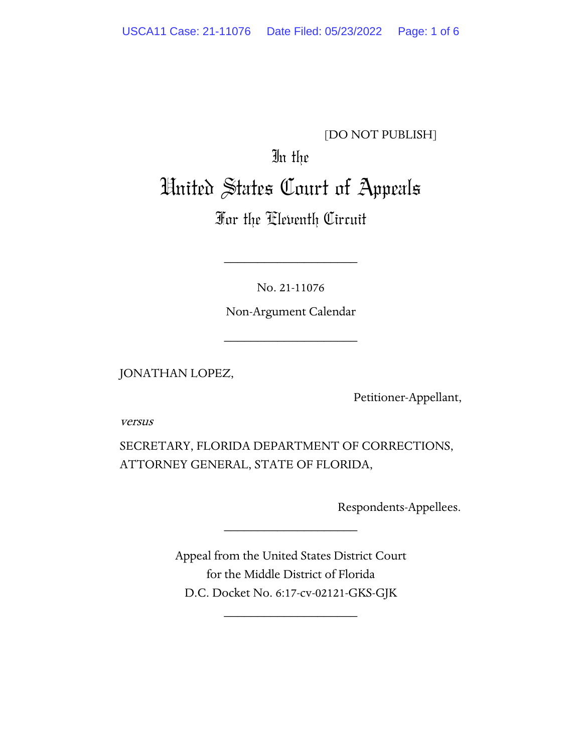[DO NOT PUBLISH]

In the

# United States Court of Appeals

## For the Eleventh Circuit

____________________

No. 21-11076

Non-Argument Calendar

____________________

JONATHAN LOPEZ,

Petitioner-Appellant,

*versus*

SECRETARY, FLORIDA DEPARTMENT OF CORRECTIONS,
ATTORNEY GENERAL, STATE OF FLORIDA,

Respondents-Appellees.

____________________

Appeal from the United States District Court
for the Middle District of Florida
D.C. Docket No. 6:17-cv-02121-GKS-GJK

____________________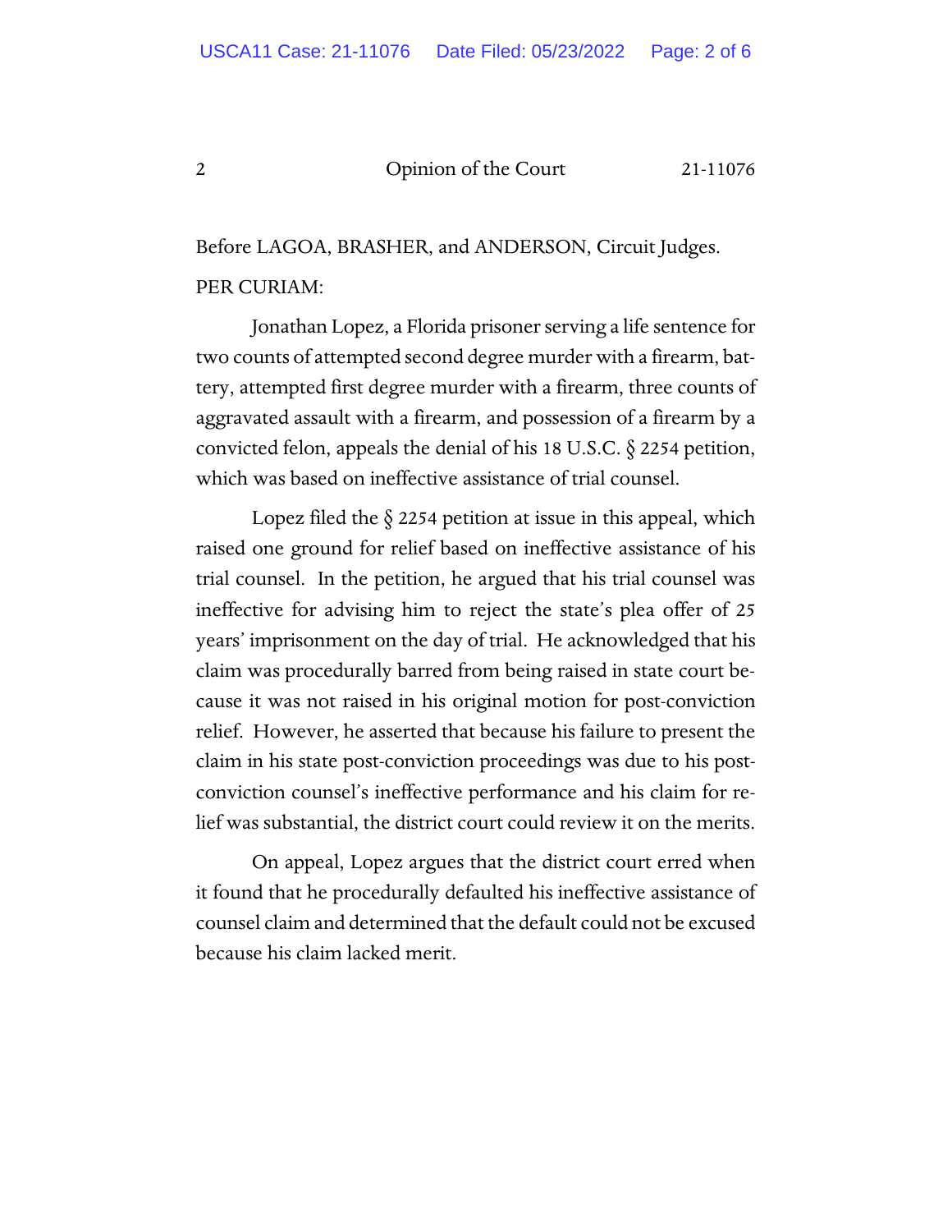Before LAGOA, BRASHER, and ANDERSON, Circuit Judges.

PER CURIAM:

Jonathan Lopez, a Florida prisoner serving a life sentence for two counts of attempted second degree murder with a firearm, battery, attempted first degree murder with a firearm, three counts of aggravated assault with a firearm, and possession of a firearm by a convicted felon, appeals the denial of his 18 U.S.C. § 2254 petition, which was based on ineffective assistance of trial counsel.

Lopez filed the § 2254 petition at issue in this appeal, which raised one ground for relief based on ineffective assistance of his trial counsel. In the petition, he argued that his trial counsel was ineffective for advising him to reject the state's plea offer of 25 years' imprisonment on the day of trial. He acknowledged that his claim was procedurally barred from being raised in state court because it was not raised in his original motion for post-conviction relief. However, he asserted that because his failure to present the claim in his state post-conviction proceedings was due to his post-conviction counsel's ineffective performance and his claim for relief was substantial, the district court could review it on the merits.

On appeal, Lopez argues that the district court erred when it found that he procedurally defaulted his ineffective assistance of counsel claim and determined that the default could not be excused because his claim lacked merit.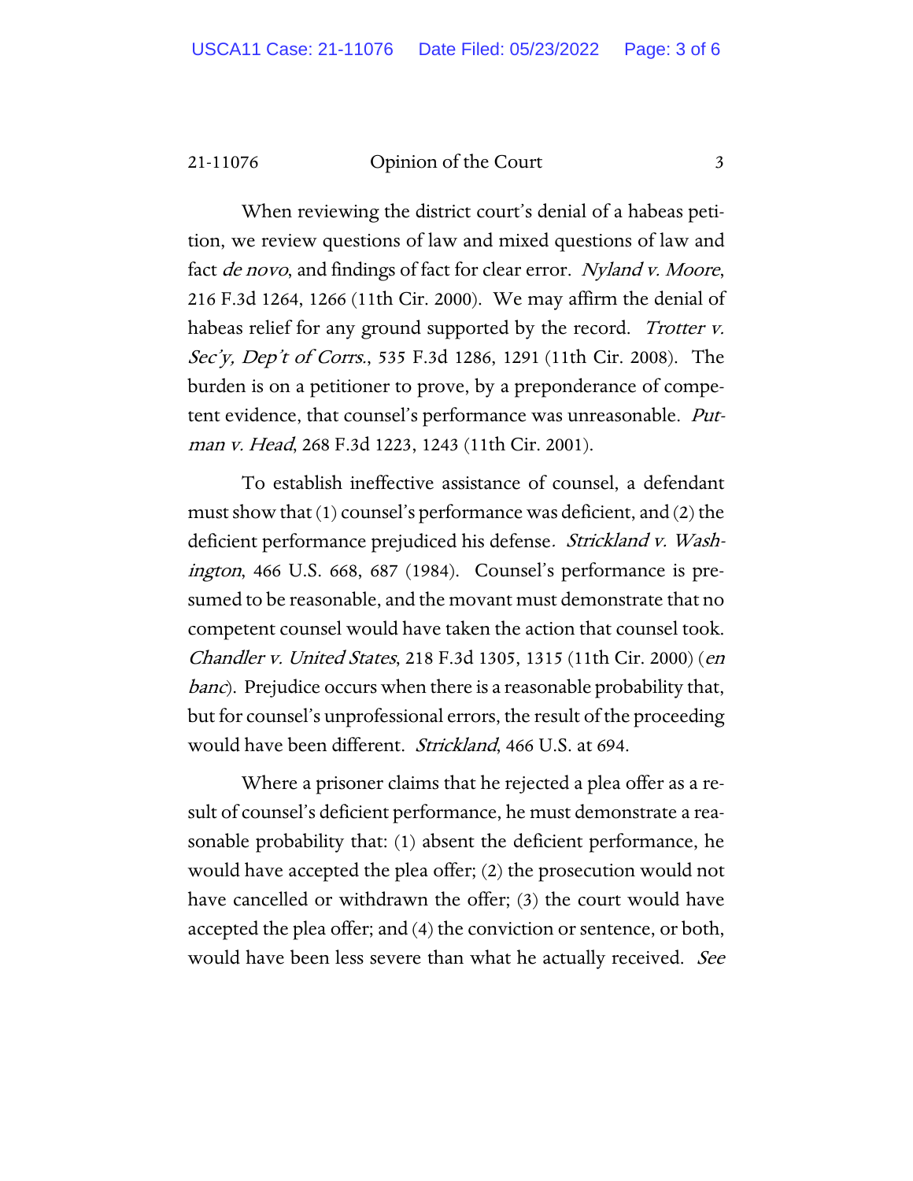When reviewing the district court's denial of a habeas petition, we review questions of law and mixed questions of law and fact *de novo*, and findings of fact for clear error. *Nyland v. Moore*, 216 F.3d 1264, 1266 (11th Cir. 2000). We may affirm the denial of habeas relief for any ground supported by the record. *Trotter v. Sec'y, Dep't of Corrs.*, 535 F.3d 1286, 1291 (11th Cir. 2008). The burden is on a petitioner to prove, by a preponderance of competent evidence, that counsel's performance was unreasonable. *Putman v. Head*, 268 F.3d 1223, 1243 (11th Cir. 2001).

To establish ineffective assistance of counsel, a defendant must show that (1) counsel's performance was deficient, and (2) the deficient performance prejudiced his defense. *Strickland v. Washington*, 466 U.S. 668, 687 (1984). Counsel's performance is presumed to be reasonable, and the movant must demonstrate that no competent counsel would have taken the action that counsel took. *Chandler v. United States*, 218 F.3d 1305, 1315 (11th Cir. 2000) (*en banc*). Prejudice occurs when there is a reasonable probability that, but for counsel's unprofessional errors, the result of the proceeding would have been different. *Strickland*, 466 U.S. at 694.

Where a prisoner claims that he rejected a plea offer as a result of counsel's deficient performance, he must demonstrate a reasonable probability that: (1) absent the deficient performance, he would have accepted the plea offer; (2) the prosecution would not have cancelled or withdrawn the offer; (3) the court would have accepted the plea offer; and (4) the conviction or sentence, or both, would have been less severe than what he actually received. *See*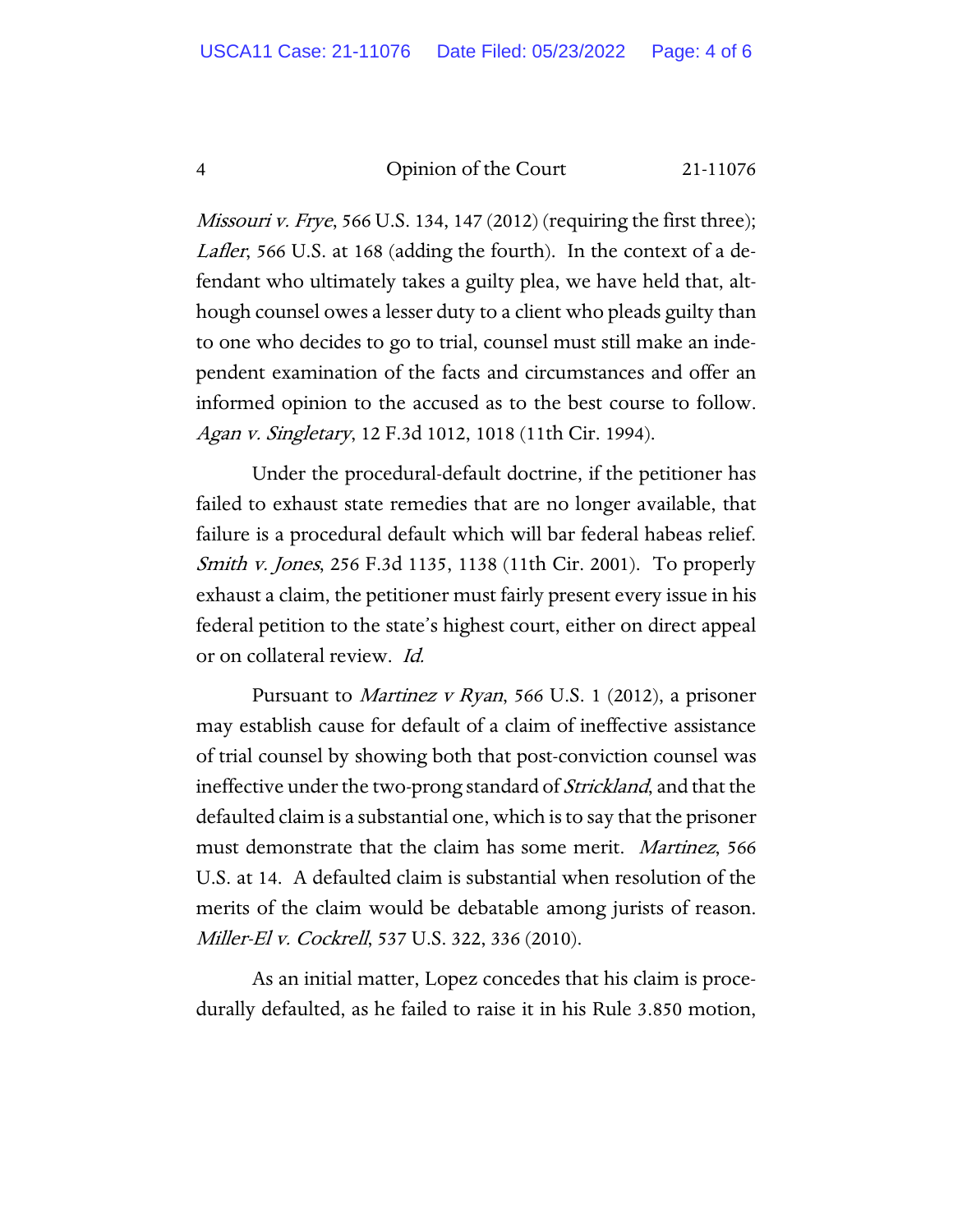*Missouri v. Frye*, 566 U.S. 134, 147 (2012) (requiring the first three); *Lafler*, 566 U.S. at 168 (adding the fourth). In the context of a defendant who ultimately takes a guilty plea, we have held that, although counsel owes a lesser duty to a client who pleads guilty than to one who decides to go to trial, counsel must still make an independent examination of the facts and circumstances and offer an informed opinion to the accused as to the best course to follow. *Agan v. Singletary*, 12 F.3d 1012, 1018 (11th Cir. 1994).

Under the procedural-default doctrine, if the petitioner has failed to exhaust state remedies that are no longer available, that failure is a procedural default which will bar federal habeas relief. *Smith v. Jones*, 256 F.3d 1135, 1138 (11th Cir. 2001). To properly exhaust a claim, the petitioner must fairly present every issue in his federal petition to the state's highest court, either on direct appeal or on collateral review. *Id.*

Pursuant to *Martinez v Ryan*, 566 U.S. 1 (2012), a prisoner may establish cause for default of a claim of ineffective assistance of trial counsel by showing both that post-conviction counsel was ineffective under the two-prong standard of *Strickland*, and that the defaulted claim is a substantial one, which is to say that the prisoner must demonstrate that the claim has some merit. *Martinez*, 566 U.S. at 14. A defaulted claim is substantial when resolution of the merits of the claim would be debatable among jurists of reason. *Miller-El v. Cockrell*, 537 U.S. 322, 336 (2010).

As an initial matter, Lopez concedes that his claim is procedurally defaulted, as he failed to raise it in his Rule 3.850 motion,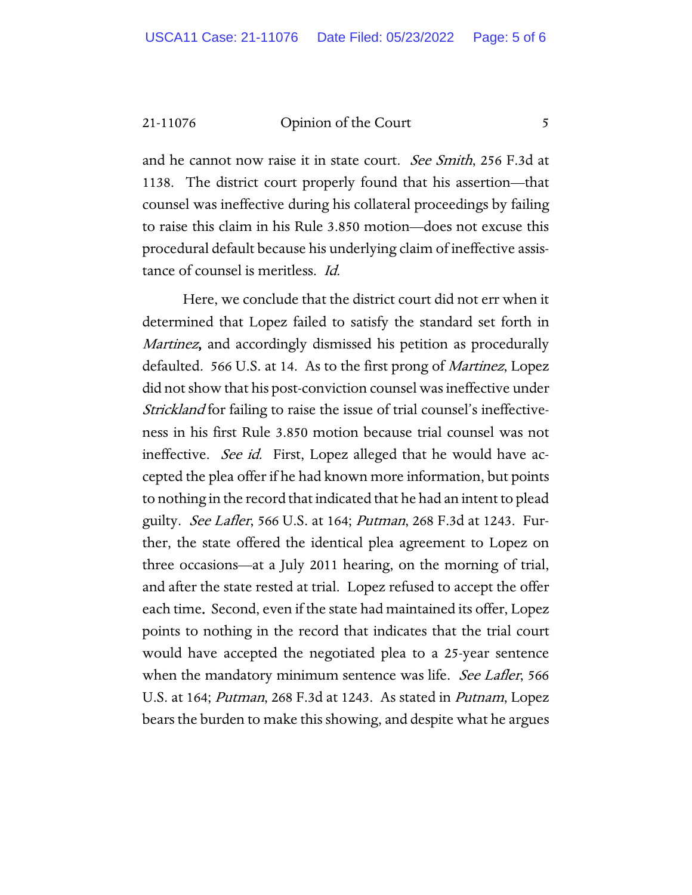and he cannot now raise it in state court. *See Smith*, 256 F.3d at 1138. The district court properly found that his assertion—that counsel was ineffective during his collateral proceedings by failing to raise this claim in his Rule 3.850 motion—does not excuse this procedural default because his underlying claim of ineffective assistance of counsel is meritless. *Id.*

Here, we conclude that the district court did not err when it determined that Lopez failed to satisfy the standard set forth in *Martinez*, and accordingly dismissed his petition as procedurally defaulted. 566 U.S. at 14. As to the first prong of *Martinez*, Lopez did not show that his post-conviction counsel was ineffective under *Strickland* for failing to raise the issue of trial counsel's ineffectiveness in his first Rule 3.850 motion because trial counsel was not ineffective. *See id.* First, Lopez alleged that he would have accepted the plea offer if he had known more information, but points to nothing in the record that indicated that he had an intent to plead guilty. *See Lafler*, 566 U.S. at 164; *Putman*, 268 F.3d at 1243. Further, the state offered the identical plea agreement to Lopez on three occasions—at a July 2011 hearing, on the morning of trial, and after the state rested at trial. Lopez refused to accept the offer each time. Second, even if the state had maintained its offer, Lopez points to nothing in the record that indicates that the trial court would have accepted the negotiated plea to a 25-year sentence when the mandatory minimum sentence was life. *See Lafler*, 566 U.S. at 164; *Putman*, 268 F.3d at 1243. As stated in *Putnam*, Lopez bears the burden to make this showing, and despite what he argues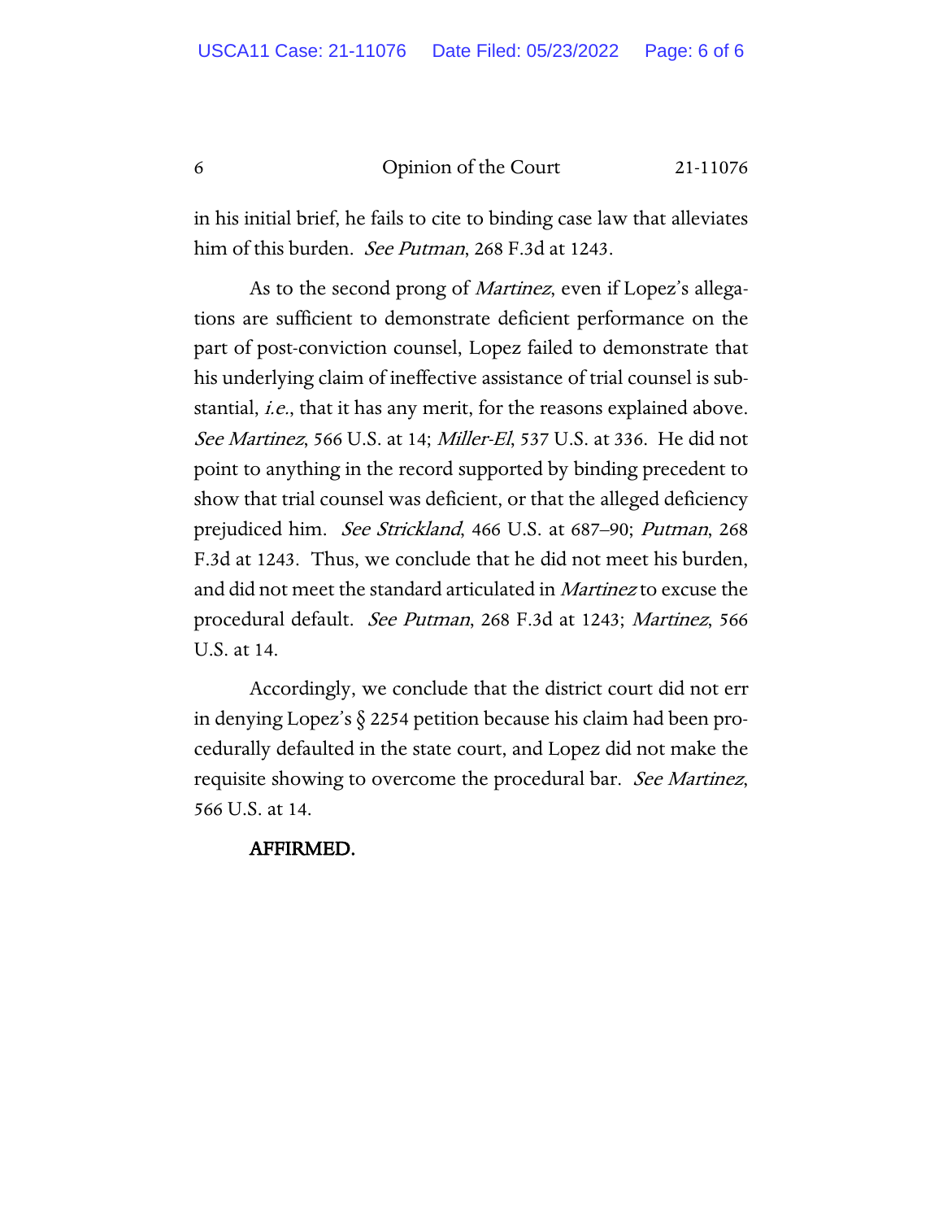in his initial brief, he fails to cite to binding case law that alleviates him of this burden. *See Putman*, 268 F.3d at 1243.

As to the second prong of *Martinez*, even if Lopez's allegations are sufficient to demonstrate deficient performance on the part of post-conviction counsel, Lopez failed to demonstrate that his underlying claim of ineffective assistance of trial counsel is substantial, *i.e.*, that it has any merit, for the reasons explained above. *See Martinez*, 566 U.S. at 14; *Miller-El*, 537 U.S. at 336. He did not point to anything in the record supported by binding precedent to show that trial counsel was deficient, or that the alleged deficiency prejudiced him. *See Strickland*, 466 U.S. at 687–90; *Putman*, 268 F.3d at 1243. Thus, we conclude that he did not meet his burden, and did not meet the standard articulated in *Martinez* to excuse the procedural default. *See Putman*, 268 F.3d at 1243; *Martinez*, 566 U.S. at 14.

Accordingly, we conclude that the district court did not err in denying Lopez's § 2254 petition because his claim had been procedurally defaulted in the state court, and Lopez did not make the requisite showing to overcome the procedural bar. *See Martinez*, 566 U.S. at 14.

**AFFIRMED.**